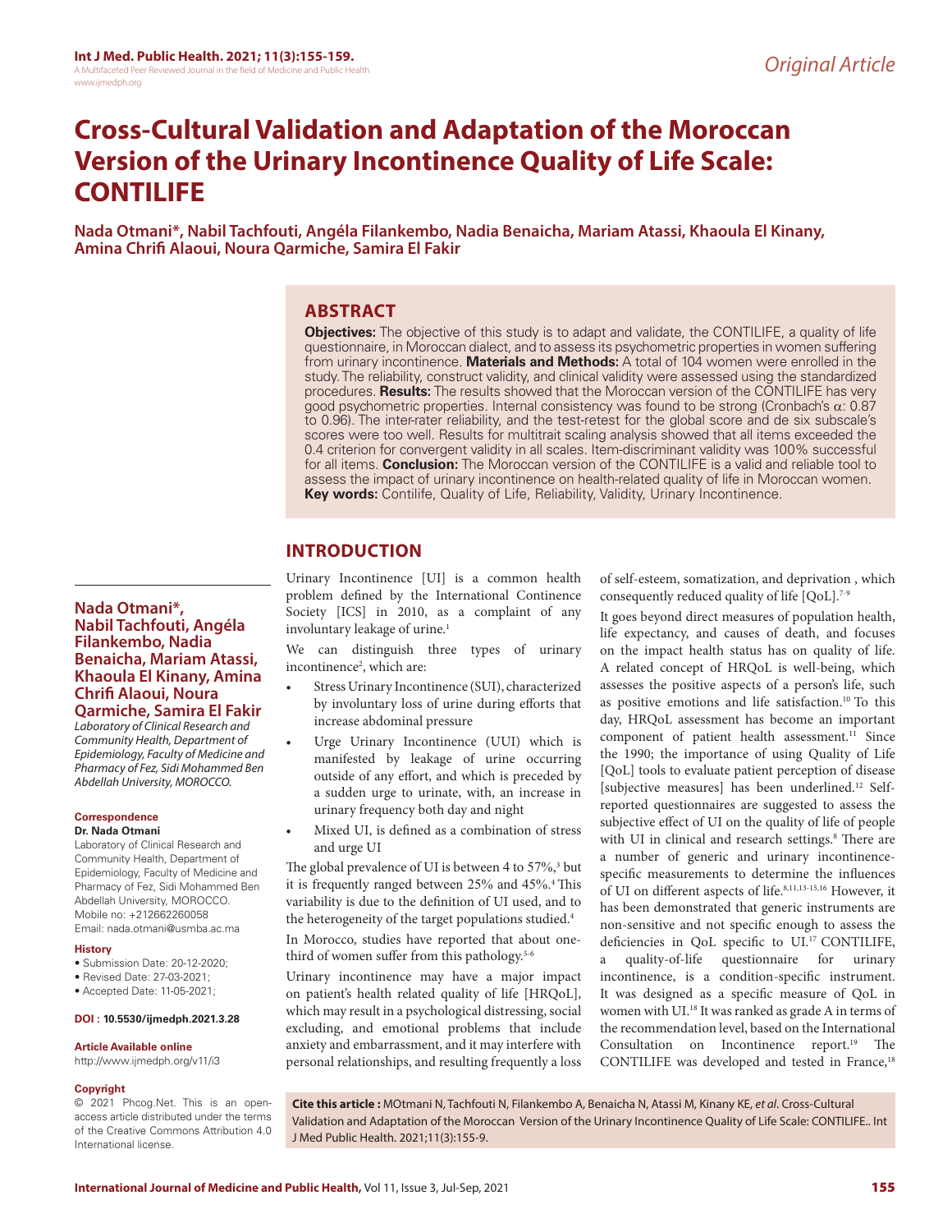# Cross-Cultural Validation and Adaptation of the Moroccan Version of the Urinary Incontinence Quality of Life Scale: CONTILIFE

**Nada Otmani\*, Nabil Tachfouti, Angéla Filankembo, Nadia Benaicha, Mariam Atassi, Khaoula El Kinany, Amina Chrifi Alaoui, Noura Qarmiche, Samira El Fakir**

## ABSTRACT

**Objectives:** The objective of this study is to adapt and validate, the CONTILIFE, a quality of life questionnaire, in Moroccan dialect, and to assess its psychometric properties in women suffering from urinary incontinence. **Materials and Methods:** A total of 104 women were enrolled in the study. The reliability, construct validity, and clinical validity were assessed using the standardized procedures. **Results:** The results showed that the Moroccan version of the CONTILIFE has very good psychometric properties. Internal consistency was found to be strong (Cronbach's α: 0.87 to 0.96). The inter-rater reliability, and the test-retest for the global score and de six subscale's scores were too well. Results for multitrait scaling analysis showed that all items exceeded the 0.4 criterion for convergent validity in all scales. Item-discriminant validity was 100% successful for all items. **Conclusion:** The Moroccan version of the CONTILIFE is a valid and reliable tool to assess the impact of urinary incontinence on health-related quality of life in Moroccan women.

**Key words:** Contilife, Quality of Life, Reliability, Validity, Urinary Incontinence.

**Nada Otmani\*, Nabil Tachfouti, Angéla Filankembo, Nadia Benaicha, Mariam Atassi, Khaoula El Kinany, Amina Chrifi Alaoui, Noura Qarmiche, Samira El Fakir**

*Laboratory of Clinical Research and Community Health, Department of Epidemiology, Faculty of Medicine and Pharmacy of Fez, Sidi Mohammed Ben Abdellah University, MOROCCO.*

**Correspondence**

**Dr. Nada Otmani**

Laboratory of Clinical Research and Community Health, Department of Epidemiology, Faculty of Medicine and Pharmacy of Fez, Sidi Mohammed Ben Abdellah University, MOROCCO.

Mobile no: +212662260058

Email: nada.otmani@usmba.ac.ma

**History**

- Submission Date: 20-12-2020;
- Revised Date: 27-03-2021;
- Accepted Date: 11-05-2021;

**DOI : 10.5530/ijmedph.2021.3.28**

**Article Available online**

http://www.ijmedph.org/v11/i3

**Copyright**

© 2021 Phcog.Net. This is an open-access article distributed under the terms of the Creative Commons Attribution 4.0 International license.

## INTRODUCTION

Urinary Incontinence [UI] is a common health problem defined by the International Continence Society [ICS] in 2010, as a complaint of any involuntary leakage of urine.[1]

We can distinguish three types of urinary incontinence[2], which are:

- Stress Urinary Incontinence (SUI), characterized by involuntary loss of urine during efforts that increase abdominal pressure
- Urge Urinary Incontinence (UUI) which is manifested by leakage of urine occurring outside of any effort, and which is preceded by a sudden urge to urinate, with, an increase in urinary frequency both day and night
- Mixed UI, is defined as a combination of stress and urge UI

The global prevalence of UI is between 4 to 57%,[3] but it is frequently ranged between 25% and 45%.[4] This variability is due to the definition of UI used, and to the heterogeneity of the target populations studied.[4]

In Morocco, studies have reported that about one-third of women suffer from this pathology.[5-6]

Urinary incontinence may have a major impact on patient's health related quality of life [HRQoL], which may result in a psychological distressing, social excluding, and emotional problems that include anxiety and embarrassment, and it may interfere with personal relationships, and resulting frequently a loss of self-esteem, somatization, and deprivation , which consequently reduced quality of life [QoL].[7-9]

It goes beyond direct measures of population health, life expectancy, and causes of death, and focuses on the impact health status has on quality of life. A related concept of HRQoL is well-being, which assesses the positive aspects of a person's life, such as positive emotions and life satisfaction.[10] To this day, HRQoL assessment has become an important component of patient health assessment.[11] Since the 1990; the importance of using Quality of Life [QoL] tools to evaluate patient perception of disease [subjective measures] has been underlined.[12] Self-reported questionnaires are suggested to assess the subjective effect of UI on the quality of life of people with UI in clinical and research settings.[8] There are a number of generic and urinary incontinence-specific measurements to determine the influences of UI on different aspects of life.[8,11,13-15,16] However, it has been demonstrated that generic instruments are non-sensitive and not specific enough to assess the deficiencies in QoL specific to UI.[17] CONTILIFE, a quality-of-life questionnaire for urinary incontinence, is a condition-specific instrument. It was designed as a specific measure of QoL in women with UI.[18] It was ranked as grade A in terms of the recommendation level, based on the International Consultation on Incontinence report.[19] The CONTILIFE was developed and tested in France,[18]

**Cite this article :** MOtmani N, Tachfouti N, Filankembo A, Benaicha N, Atassi M, Kinany KE, *et al*. Cross-Cultural Validation and Adaptation of the Moroccan Version of the Urinary Incontinence Quality of Life Scale: CONTILIFE.. Int J Med Public Health. 2021;11(3):155-9.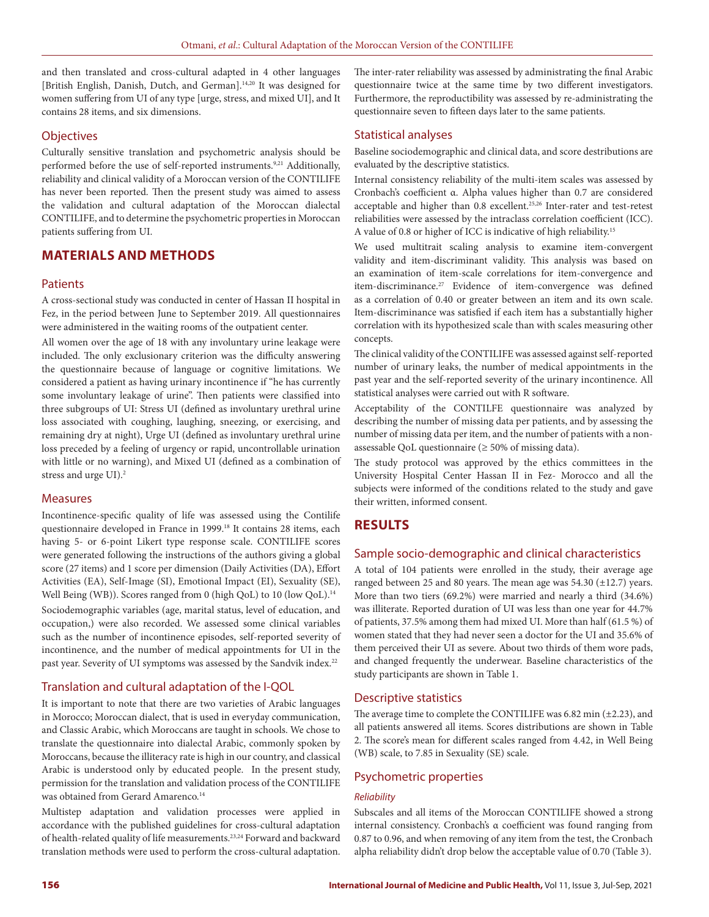and then translated and cross-cultural adapted in 4 other languages [British English, Danish, Dutch, and German].[14,20] It was designed for women suffering from UI of any type [urge, stress, and mixed UI], and It contains 28 items, and six dimensions.

### Objectives

Culturally sensitive translation and psychometric analysis should be performed before the use of self-reported instruments.[9,21] Additionally, reliability and clinical validity of a Moroccan version of the CONTILIFE has never been reported. Then the present study was aimed to assess the validation and cultural adaptation of the Moroccan dialectal CONTILIFE, and to determine the psychometric properties in Moroccan patients suffering from UI.

## MATERIALS AND METHODS

### Patients

A cross-sectional study was conducted in center of Hassan II hospital in Fez, in the period between June to September 2019. All questionnaires were administered in the waiting rooms of the outpatient center.

All women over the age of 18 with any involuntary urine leakage were included. The only exclusionary criterion was the difficulty answering the questionnaire because of language or cognitive limitations. We considered a patient as having urinary incontinence if "he has currently some involuntary leakage of urine". Then patients were classified into three subgroups of UI: Stress UI (defined as involuntary urethral urine loss associated with coughing, laughing, sneezing, or exercising, and remaining dry at night), Urge UI (defined as involuntary urethral urine loss preceded by a feeling of urgency or rapid, uncontrollable urination with little or no warning), and Mixed UI (defined as a combination of stress and urge UI).[2]

### Measures

Incontinence-specific quality of life was assessed using the Contilife questionnaire developed in France in 1999.[18] It contains 28 items, each having 5- or 6-point Likert type response scale. CONTILIFE scores were generated following the instructions of the authors giving a global score (27 items) and 1 score per dimension (Daily Activities (DA), Effort Activities (EA), Self-Image (SI), Emotional Impact (EI), Sexuality (SE), Well Being (WB)). Scores ranged from 0 (high QoL) to 10 (low QoL).[14]

Sociodemographic variables (age, marital status, level of education, and occupation,) were also recorded. We assessed some clinical variables such as the number of incontinence episodes, self-reported severity of incontinence, and the number of medical appointments for UI in the past year. Severity of UI symptoms was assessed by the Sandvik index.[22]

### Translation and cultural adaptation of the I-QOL

It is important to note that there are two varieties of Arabic languages in Morocco; Moroccan dialect, that is used in everyday communication, and Classic Arabic, which Moroccans are taught in schools. We chose to translate the questionnaire into dialectal Arabic, commonly spoken by Moroccans, because the illiteracy rate is high in our country, and classical Arabic is understood only by educated people. In the present study, permission for the translation and validation process of the CONTILIFE was obtained from Gerard Amarenco.[14]

Multistep adaptation and validation processes were applied in accordance with the published guidelines for cross-cultural adaptation of health-related quality of life measurements.[23,24] Forward and backward translation methods were used to perform the cross-cultural adaptation. The inter-rater reliability was assessed by administrating the final Arabic questionnaire twice at the same time by two different investigators. Furthermore, the reproductibility was assessed by re-administrating the questionnaire seven to fifteen days later to the same patients.

### Statistical analyses

Baseline sociodemographic and clinical data, and score destributions are evaluated by the descriptive statistics.

Internal consistency reliability of the multi-item scales was assessed by Cronbach's coefficient α. Alpha values higher than 0.7 are considered acceptable and higher than 0.8 excellent.[25,26] Inter-rater and test-retest reliabilities were assessed by the intraclass correlation coefficient (ICC). A value of 0.8 or higher of ICC is indicative of high reliability.[15]

We used multitrait scaling analysis to examine item-convergent validity and item-discriminant validity. This analysis was based on an examination of item-scale correlations for item-convergence and item-discriminance.[27] Evidence of item-convergence was defined as a correlation of 0.40 or greater between an item and its own scale. Item-discriminance was satisfied if each item has a substantially higher correlation with its hypothesized scale than with scales measuring other concepts.

The clinical validity of the CONTILIFE was assessed against self-reported number of urinary leaks, the number of medical appointments in the past year and the self-reported severity of the urinary incontinence. All statistical analyses were carried out with R software.

Acceptability of the CONTILFE questionnaire was analyzed by describing the number of missing data per patients, and by assessing the number of missing data per item, and the number of patients with a non-assessable QoL questionnaire (≥ 50% of missing data).

The study protocol was approved by the ethics committees in the University Hospital Center Hassan II in Fez- Morocco and all the subjects were informed of the conditions related to the study and gave their written, informed consent.

## RESULTS

### Sample socio-demographic and clinical characteristics

A total of 104 patients were enrolled in the study, their average age ranged between 25 and 80 years. The mean age was 54.30 (±12.7) years. More than two tiers (69.2%) were married and nearly a third (34.6%) was illiterate. Reported duration of UI was less than one year for 44.7% of patients, 37.5% among them had mixed UI. More than half (61.5 %) of women stated that they had never seen a doctor for the UI and 35.6% of them perceived their UI as severe. About two thirds of them wore pads, and changed frequently the underwear. Baseline characteristics of the study participants are shown in Table 1.

### Descriptive statistics

The average time to complete the CONTILIFE was 6.82 min (±2.23), and all patients answered all items. Scores distributions are shown in Table 2. The score's mean for different scales ranged from 4.42, in Well Being (WB) scale, to 7.85 in Sexuality (SE) scale.

### Psychometric properties

#### *Reliability*

Subscales and all items of the Moroccan CONTILIFE showed a strong internal consistency. Cronbach's α coefficient was found ranging from 0.87 to 0.96, and when removing of any item from the test, the Cronbach alpha reliability didn't drop below the acceptable value of 0.70 (Table 3).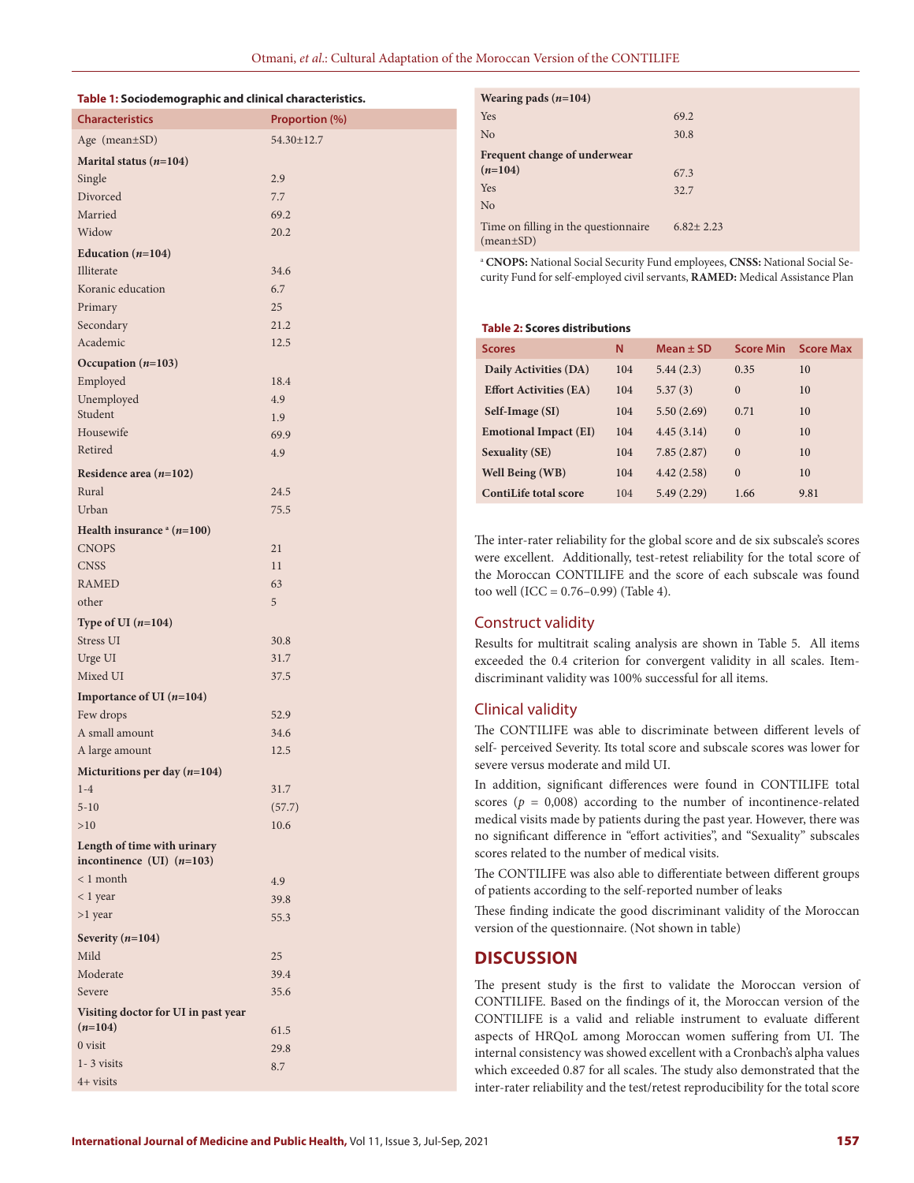**Table 1: Sociodemographic and clinical characteristics.**

| Characteristics | Proportion (%) |
|---|---|
| Age (mean±SD) | 54.30±12.7 |
| **Marital status (*n*=104)** | |
| Single | 2.9 |
| Divorced | 7.7 |
| Married | 69.2 |
| Widow | 20.2 |
| **Education (*n*=104)** | |
| Illiterate | 34.6 |
| Koranic education | 6.7 |
| Primary | 25 |
| Secondary | 21.2 |
| Academic | 12.5 |
| **Occupation (*n*=103)** | |
| Employed | 18.4 |
| Unemployed | 4.9 |
| Student | 1.9 |
| Housewife | 69.9 |
| Retired | 4.9 |
| **Residence area (*n*=102)** | |
| Rural | 24.5 |
| Urban | 75.5 |
| **Health insurance [a] (*n*=100)** | |
| CNOPS | 21 |
| CNSS | 11 |
| RAMED | 63 |
| other | 5 |
| **Type of UI (*n*=104)** | |
| Stress UI | 30.8 |
| Urge UI | 31.7 |
| Mixed UI | 37.5 |
| **Importance of UI (*n*=104)** | |
| Few drops | 52.9 |
| A small amount | 34.6 |
| A large amount | 12.5 |
| **Micturitions per day (*n*=104)** | |
| 1-4 | 31.7 |
| 5-10 | (57.7) |
| >10 | 10.6 |
| **Length of time with urinary incontinence (UI) (*n*=103)** | |
| < 1 month | 4.9 |
| < 1 year | 39.8 |
| >1 year | 55.3 |
| **Severity (*n*=104)** | |
| Mild | 25 |
| Moderate | 39.4 |
| Severe | 35.6 |
| **Visiting doctor for UI in past year (*n*=104)** | |
| 0 visit | 61.5 |
| 1- 3 visits | 29.8 |
| 4+ visits | 8.7 |
| **Wearing pads (*n*=104)** | |
| Yes | 69.2 |
| No | 30.8 |
| **Frequent change of underwear (*n*=104)** | |
| Yes | 67.3 |
| No | 32.7 |
| Time on filling in the questionnaire (mean±SD) | 6.82± 2.23 |

[a] **CNOPS:** National Social Security Fund employees, **CNSS:** National Social Security Fund for self-employed civil servants, **RAMED:** Medical Assistance Plan

**Table 2: Scores distributions**

| Scores | N | Mean ± SD | Score Min | Score Max |
|---|---|---|---|---|
| **Daily Activities (DA)** | 104 | 5.44 (2.3) | 0.35 | 10 |
| **Effort Activities (EA)** | 104 | 5.37 (3) | 0 | 10 |
| **Self-Image (SI)** | 104 | 5.50 (2.69) | 0.71 | 10 |
| **Emotional Impact (EI)** | 104 | 4.45 (3.14) | 0 | 10 |
| **Sexuality (SE)** | 104 | 7.85 (2.87) | 0 | 10 |
| **Well Being (WB)** | 104 | 4.42 (2.58) | 0 | 10 |
| **ContiLife total score** | 104 | 5.49 (2.29) | 1.66 | 9.81 |

The inter-rater reliability for the global score and de six subscale's scores were excellent. Additionally, test-retest reliability for the total score of the Moroccan CONTILIFE and the score of each subscale was found too well (ICC = 0.76–0.99) (Table 4).

## Construct validity

Results for multitrait scaling analysis are shown in Table 5. All items exceeded the 0.4 criterion for convergent validity in all scales. Item-discriminant validity was 100% successful for all items.

## Clinical validity

The CONTILIFE was able to discriminate between different levels of self- perceived Severity. Its total score and subscale scores was lower for severe versus moderate and mild UI.

In addition, significant differences were found in CONTILIFE total scores ($p$ = 0,008) according to the number of incontinence-related medical visits made by patients during the past year. However, there was no significant difference in "effort activities", and "Sexuality" subscales scores related to the number of medical visits.

The CONTILIFE was also able to differentiate between different groups of patients according to the self-reported number of leaks

These finding indicate the good discriminant validity of the Moroccan version of the questionnaire. (Not shown in table)

# DISCUSSION

The present study is the first to validate the Moroccan version of CONTILIFE. Based on the findings of it, the Moroccan version of the CONTILIFE is a valid and reliable instrument to evaluate different aspects of HRQoL among Moroccan women suffering from UI. The internal consistency was showed excellent with a Cronbach's alpha values which exceeded 0.87 for all scales. The study also demonstrated that the inter-rater reliability and the test/retest reproducibility for the total score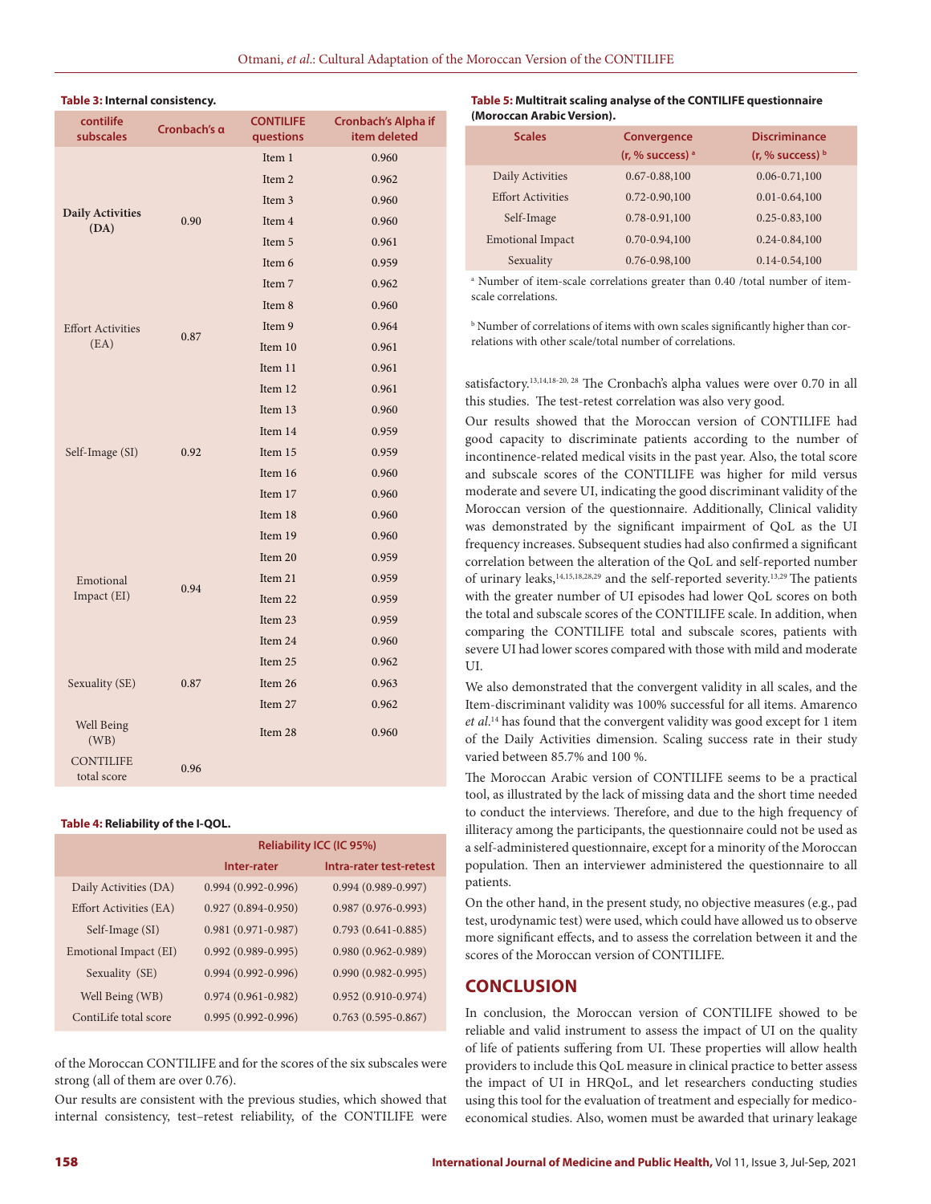**Table 3: Internal consistency.**

| contilife subscales | Cronbach's α | CONTILIFE questions | Cronbach's Alpha if item deleted |
|---|---|---|---|
| **Daily Activities (DA)** | 0.90 | Item 1 | 0.960 |
| | | Item 2 | 0.962 |
| | | Item 3 | 0.960 |
| | | Item 4 | 0.960 |
| | | Item 5 | 0.961 |
| | | Item 6 | 0.959 |
| | | Item 7 | 0.962 |
| Effort Activities (EA) | 0.87 | Item 8 | 0.960 |
| | | Item 9 | 0.964 |
| | | Item 10 | 0.961 |
| | | Item 11 | 0.961 |
| Self-Image (SI) | 0.92 | Item 12 | 0.961 |
| | | Item 13 | 0.960 |
| | | Item 14 | 0.959 |
| | | Item 15 | 0.959 |
| | | Item 16 | 0.960 |
| | | Item 17 | 0.960 |
| | | Item 18 | 0.960 |
| Emotional Impact (EI) | 0.94 | Item 19 | 0.960 |
| | | Item 20 | 0.959 |
| | | Item 21 | 0.959 |
| | | Item 22 | 0.959 |
| | | Item 23 | 0.959 |
| | | Item 24 | 0.960 |
| Sexuality (SE) | 0.87 | Item 25 | 0.962 |
| | | Item 26 | 0.963 |
| | | Item 27 | 0.962 |
| Well Being (WB) | | Item 28 | 0.960 |
| CONTILIFE total score | 0.96 | | |

**Table 4: Reliability of the I-QOL.**

| | Reliability ICC (IC 95%) | |
|---|---|---|
| | Inter-rater | Intra-rater test-retest |
| Daily Activities (DA) | 0.994 (0.992-0.996) | 0.994 (0.989-0.997) |
| Effort Activities (EA) | 0.927 (0.894-0.950) | 0.987 (0.976-0.993) |
| Self-Image (SI) | 0.981 (0.971-0.987) | 0.793 (0.641-0.885) |
| Emotional Impact (EI) | 0.992 (0.989-0.995) | 0.980 (0.962-0.989) |
| Sexuality (SE) | 0.994 (0.992-0.996) | 0.990 (0.982-0.995) |
| Well Being (WB) | 0.974 (0.961-0.982) | 0.952 (0.910-0.974) |
| ContiLife total score | 0.995 (0.992-0.996) | 0.763 (0.595-0.867) |

of the Moroccan CONTILIFE and for the scores of the six subscales were strong (all of them are over 0.76).

Our results are consistent with the previous studies, which showed that internal consistency, test–retest reliability, of the CONTILIFE were

**Table 5: Multitrait scaling analyse of the CONTILIFE questionnaire (Moroccan Arabic Version).**

| Scales | Convergence (r, % success) [a] | Discriminance (r, % success) [b] |
|---|---|---|
| Daily Activities | 0.67-0.88,100 | 0.06-0.71,100 |
| Effort Activities | 0.72-0.90,100 | 0.01-0.64,100 |
| Self-Image | 0.78-0.91,100 | 0.25-0.83,100 |
| Emotional Impact | 0.70-0.94,100 | 0.24-0.84,100 |
| Sexuality | 0.76-0.98,100 | 0.14-0.54,100 |

[a] Number of item-scale correlations greater than 0.40 /total number of item-scale correlations.

[b] Number of correlations of items with own scales significantly higher than correlations with other scale/total number of correlations.

satisfactory.[13,14,18-20, 28] The Cronbach's alpha values were over 0.70 in all this studies. The test-retest correlation was also very good.

Our results showed that the Moroccan version of CONTILIFE had good capacity to discriminate patients according to the number of incontinence-related medical visits in the past year. Also, the total score and subscale scores of the CONTILIFE was higher for mild versus moderate and severe UI, indicating the good discriminant validity of the Moroccan version of the questionnaire. Additionally, Clinical validity was demonstrated by the significant impairment of QoL as the UI frequency increases. Subsequent studies had also confirmed a significant correlation between the alteration of the QoL and self-reported number of urinary leaks,[14,15,18,28,29] and the self-reported severity.[13,29] The patients with the greater number of UI episodes had lower QoL scores on both the total and subscale scores of the CONTILIFE scale. In addition, when comparing the CONTILIFE total and subscale scores, patients with severe UI had lower scores compared with those with mild and moderate UI.

We also demonstrated that the convergent validity in all scales, and the Item-discriminant validity was 100% successful for all items. Amarenco *et al.*[14] has found that the convergent validity was good except for 1 item of the Daily Activities dimension. Scaling success rate in their study varied between 85.7% and 100 %.

The Moroccan Arabic version of CONTILIFE seems to be a practical tool, as illustrated by the lack of missing data and the short time needed to conduct the interviews. Therefore, and due to the high frequency of illiteracy among the participants, the questionnaire could not be used as a self-administered questionnaire, except for a minority of the Moroccan population. Then an interviewer administered the questionnaire to all patients.

On the other hand, in the present study, no objective measures (e.g., pad test, urodynamic test) were used, which could have allowed us to observe more significant effects, and to assess the correlation between it and the scores of the Moroccan version of CONTILIFE.

## CONCLUSION

In conclusion, the Moroccan version of CONTILIFE showed to be reliable and valid instrument to assess the impact of UI on the quality of life of patients suffering from UI. These properties will allow health providers to include this QoL measure in clinical practice to better assess the impact of UI in HRQoL, and let researchers conducting studies using this tool for the evaluation of treatment and especially for medico-economical studies. Also, women must be awarded that urinary leakage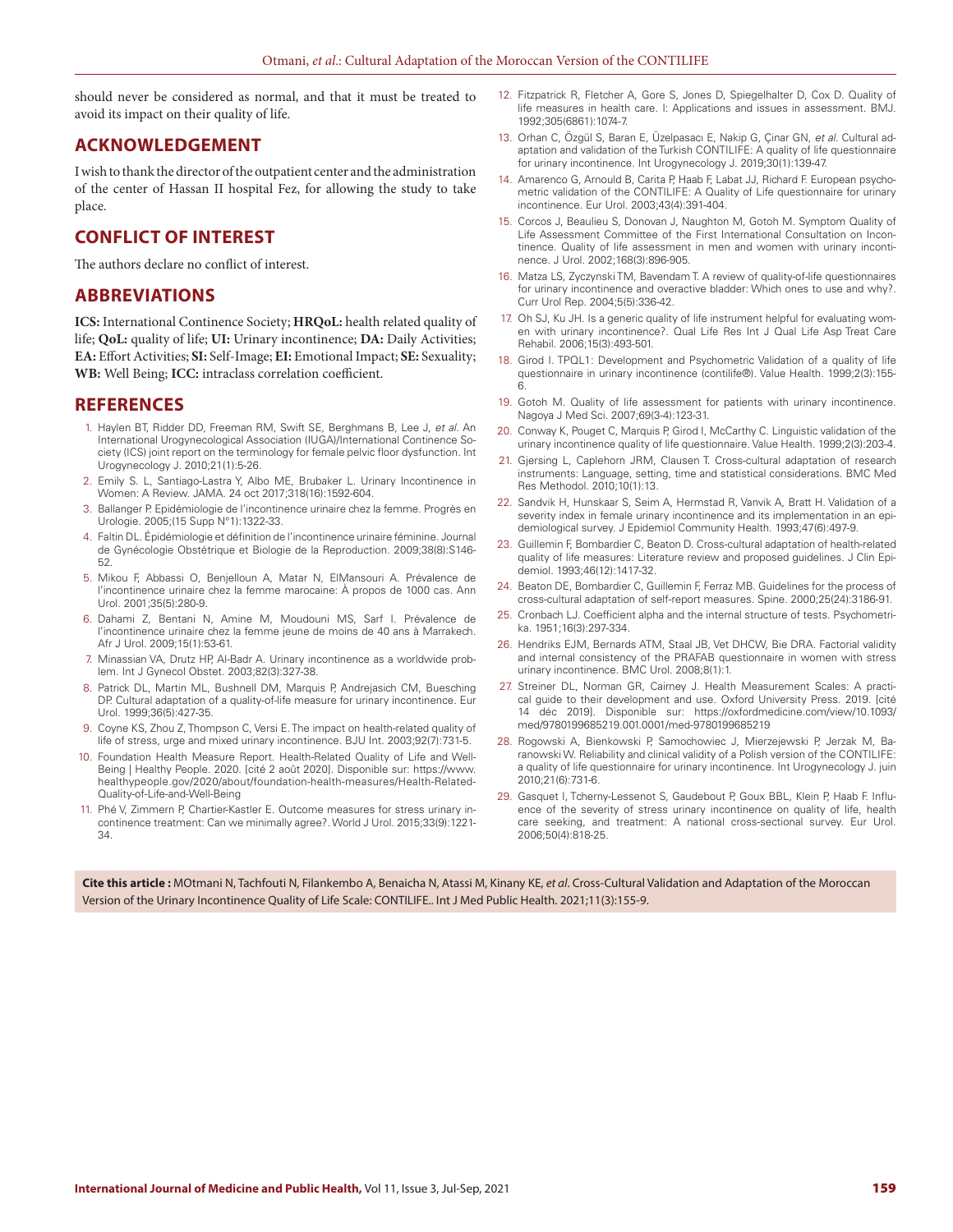should never be considered as normal, and that it must be treated to avoid its impact on their quality of life.

## ACKNOWLEDGEMENT

I wish to thank the director of the outpatient center and the administration of the center of Hassan II hospital Fez, for allowing the study to take place.

## CONFLICT OF INTEREST

The authors declare no conflict of interest.

## ABBREVIATIONS

**ICS:** International Continence Society; **HRQoL:** health related quality of life; **QoL:** quality of life; **UI:** Urinary incontinence; **DA:** Daily Activities; **EA:** Effort Activities; **SI:** Self-Image; **EI:** Emotional Impact; **SE:** Sexuality; **WB:** Well Being; **ICC:** intraclass correlation coefficient.

## REFERENCES

1. Haylen BT, Ridder DD, Freeman RM, Swift SE, Berghmans B, Lee J, *et al*. An International Urogynecological Association (IUGA)/International Continence Society (ICS) joint report on the terminology for female pelvic floor dysfunction. Int Urogynecology J. 2010;21(1):5-26.
2. Emily S. L, Santiago-Lastra Y, Albo ME, Brubaker L. Urinary Incontinence in Women: A Review. JAMA. 24 oct 2017;318(16):1592-604.
3. Ballanger P. Epidémiologie de l'incontinence urinaire chez la femme. Progrès en Urologie. 2005;(15 Supp N°1):1322-33.
4. Faltin DL. Épidémiologie et définition de l'incontinence urinaire féminine. Journal de Gynécologie Obstétrique et Biologie de la Reproduction. 2009;38(8):S146-52.
5. Mikou F, Abbassi O, Benjelloun A, Matar N, ElMansouri A. Prévalence de l'incontinence urinaire chez la femme marocaine: À propos de 1000 cas. Ann Urol. 2001;35(5):280-9.
6. Dahami Z, Bentani N, Amine M, Moudouni MS, Sarf I. Prévalence de l'incontinence urinaire chez la femme jeune de moins de 40 ans à Marrakech. Afr J Urol. 2009;15(1):53-61.
7. Minassian VA, Drutz HP, Al-Badr A. Urinary incontinence as a worldwide problem. Int J Gynecol Obstet. 2003;82(3):327-38.
8. Patrick DL, Martin ML, Bushnell DM, Marquis P, Andrejasich CM, Buesching DP. Cultural adaptation of a quality-of-life measure for urinary incontinence. Eur Urol. 1999;36(5):427-35.
9. Coyne KS, Zhou Z, Thompson C, Versi E. The impact on health-related quality of life of stress, urge and mixed urinary incontinence. BJU Int. 2003;92(7):731-5.
10. Foundation Health Measure Report. Health-Related Quality of Life and Well-Being | Healthy People. 2020. [cité 2 août 2020]. Disponible sur: https://www.healthypeople.gov/2020/about/foundation-health-measures/Health-Related-Quality-of-Life-and-Well-Being
11. Phé V, Zimmern P, Chartier-Kastler E. Outcome measures for stress urinary incontinence treatment: Can we minimally agree?. World J Urol. 2015;33(9):1221-34.
12. Fitzpatrick R, Fletcher A, Gore S, Jones D, Spiegelhalter D, Cox D. Quality of life measures in health care. I: Applications and issues in assessment. BMJ. 1992;305(6861):1074-7.
13. Orhan C, Özgül S, Baran E, Üzelpasacı E, Nakip G, Çinar GN, *et al*. Cultural adaptation and validation of the Turkish CONTILIFE: A quality of life questionnaire for urinary incontinence. Int Urogynecology J. 2019;30(1):139-47.
14. Amarenco G, Arnould B, Carita P, Haab F, Labat JJ, Richard F. European psychometric validation of the CONTILIFE: A Quality of Life questionnaire for urinary incontinence. Eur Urol. 2003;43(4):391-404.
15. Corcos J, Beaulieu S, Donovan J, Naughton M, Gotoh M. Symptom Quality of Life Assessment Committee of the First International Consultation on Incontinence. Quality of life assessment in men and women with urinary incontinence. J Urol. 2002;168(3):896-905.
16. Matza LS, Zyczynski TM, Bavendam T. A review of quality-of-life questionnaires for urinary incontinence and overactive bladder: Which ones to use and why?. Curr Urol Rep. 2004;5(5):336-42.
17. Oh SJ, Ku JH. Is a generic quality of life instrument helpful for evaluating women with urinary incontinence?. Qual Life Res Int J Qual Life Asp Treat Care Rehabil. 2006;15(3):493-501.
18. Girod I. TPQL1: Development and Psychometric Validation of a quality of life questionnaire in urinary incontinence (contilife®). Value Health. 1999;2(3):155-6.
19. Gotoh M. Quality of life assessment for patients with urinary incontinence. Nagoya J Med Sci. 2007;69(3-4):123-31.
20. Conway K, Pouget C, Marquis P, Girod I, McCarthy C. Linguistic validation of the urinary incontinence quality of life questionnaire. Value Health. 1999;2(3):203-4.
21. Gjersing L, Caplehorn JRM, Clausen T. Cross-cultural adaptation of research instruments: Language, setting, time and statistical considerations. BMC Med Res Methodol. 2010;10(1):13.
22. Sandvik H, Hunskaar S, Seim A, Hermstad R, Vanvik A, Bratt H. Validation of a severity index in female urinary incontinence and its implementation in an epidemiological survey. J Epidemiol Community Health. 1993;47(6):497-9.
23. Guillemin F, Bombardier C, Beaton D. Cross-cultural adaptation of health-related quality of life measures: Literature review and proposed guidelines. J Clin Epidemiol. 1993;46(12):1417-32.
24. Beaton DE, Bombardier C, Guillemin F, Ferraz MB. Guidelines for the process of cross-cultural adaptation of self-report measures. Spine. 2000;25(24):3186-91.
25. Cronbach LJ. Coefficient alpha and the internal structure of tests. Psychometrika. 1951;16(3):297-334.
26. Hendriks EJM, Bernards ATM, Staal JB, Vet DHCW, Bie DRA. Factorial validity and internal consistency of the PRAFAB questionnaire in women with stress urinary incontinence. BMC Urol. 2008;8(1):1.
27. Streiner DL, Norman GR, Cairney J. Health Measurement Scales: A practical guide to their development and use. Oxford University Press. 2019. [cité 14 déc 2019]. Disponible sur: https://oxfordmedicine.com/view/10.1093/med/9780199685219.001.0001/med-9780199685219
28. Rogowski A, Bienkowski P, Samochowiec J, Mierzejewski P, Jerzak M, Baranowski W. Reliability and clinical validity of a Polish version of the CONTILIFE: a quality of life questionnaire for urinary incontinence. Int Urogynecology J. juin 2010;21(6):731-6.
29. Gasquet I, Tcherny-Lessenot S, Gaudebout P, Goux BBL, Klein P, Haab F. Influence of the severity of stress urinary incontinence on quality of life, health care seeking, and treatment: A national cross-sectional survey. Eur Urol. 2006;50(4):818-25.

**Cite this article :** MOtmani N, Tachfouti N, Filankembo A, Benaicha N, Atassi M, Kinany KE, *et al*. Cross-Cultural Validation and Adaptation of the Moroccan Version of the Urinary Incontinence Quality of Life Scale: CONTILIFE.. Int J Med Public Health. 2021;11(3):155-9.